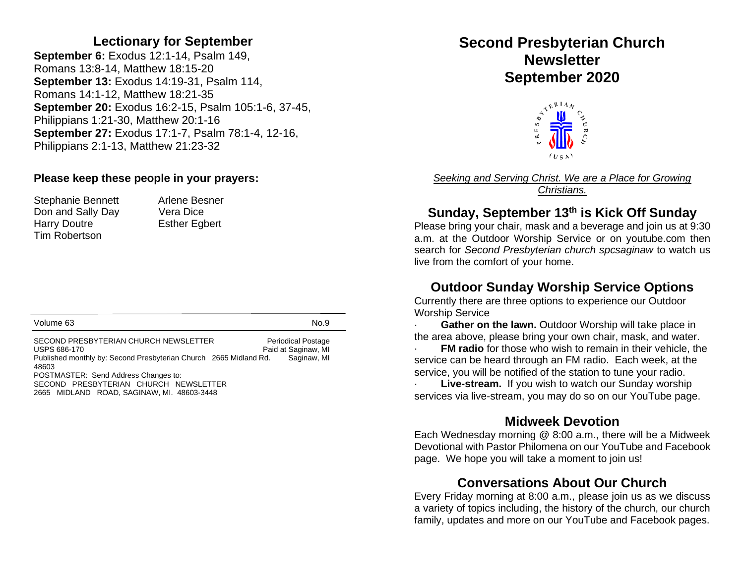## Lectionary for September

**September 6:** Exodus 12:1-14, Psalm 149, Romans 13:8-14, Matthew 18:15-20
**September 13:** Exodus 14:19-31, Psalm 114, Romans 14:1-12, Matthew 18:21-35
**September 20:** Exodus 16:2-15, Psalm 105:1-6, 37-45, Philippians 1:21-30, Matthew 20:1-16
**September 27:** Exodus 17:1-7, Psalm 78:1-4, 12-16, Philippians 2:1-13, Matthew 21:23-32

### Please keep these people in your prayers:

Stephanie Bennett
Don and Sally Day
Harry Doutre
Tim Robertson
Arlene Besner
Vera Dice
Esther Egbert

Volume 63 No.9

SECOND PRESBYTERIAN CHURCH NEWSLETTER Periodical Postage
USPS 686-170 Paid at Saginaw, MI
Published monthly by: Second Presbyterian Church 2665 Midland Rd. Saginaw, MI 48603
POSTMASTER: Send Address Changes to:
SECOND PRESBYTERIAN CHURCH NEWSLETTER
2665 MIDLAND ROAD, SAGINAW, MI. 48603-3448

# Second Presbyterian Church Newsletter September 2020

*Seeking and Serving Christ. We are a Place for Growing Christians.*

## Sunday, September 13th is Kick Off Sunday

Please bring your chair, mask and a beverage and join us at 9:30 a.m. at the Outdoor Worship Service or on youtube.com then search for *Second Presbyterian church spcsaginaw* to watch us live from the comfort of your home.

## Outdoor Sunday Worship Service Options

Currently there are three options to experience our Outdoor Worship Service

- **Gather on the lawn.** Outdoor Worship will take place in the area above, please bring your own chair, mask, and water.
- **FM radio** for those who wish to remain in their vehicle, the service can be heard through an FM radio. Each week, at the service, you will be notified of the station to tune your radio.
- **Live-stream.** If you wish to watch our Sunday worship services via live-stream, you may do so on our YouTube page.

## Midweek Devotion

Each Wednesday morning @ 8:00 a.m., there will be a Midweek Devotional with Pastor Philomena on our YouTube and Facebook page. We hope you will take a moment to join us!

## Conversations About Our Church

Every Friday morning at 8:00 a.m., please join us as we discuss a variety of topics including, the history of the church, our church family, updates and more on our YouTube and Facebook pages.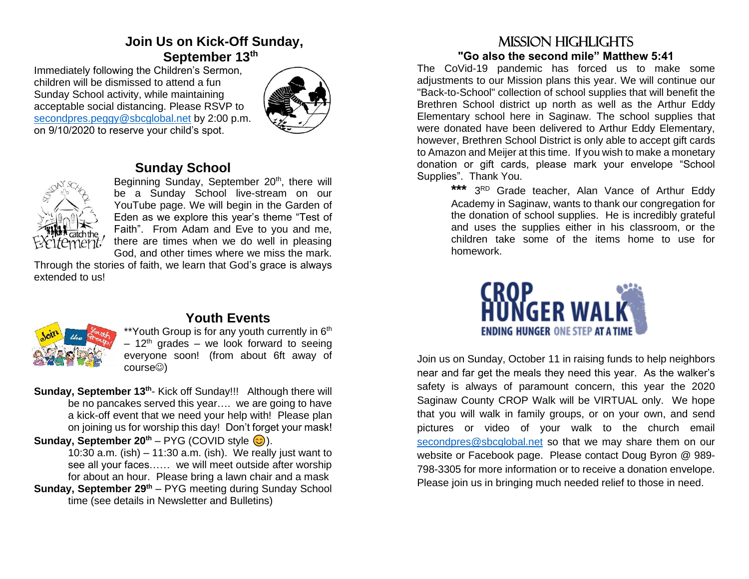## Join Us on Kick-Off Sunday, September 13th

Immediately following the Children's Sermon, children will be dismissed to attend a fun Sunday School activity, while maintaining acceptable social distancing. Please RSVP to secondpres.peggy@sbcglobal.net by 2:00 p.m. on 9/10/2020 to reserve your child's spot.

## Sunday School

Beginning Sunday, September 20th, there will be a Sunday School live-stream on our YouTube page. We will begin in the Garden of Eden as we explore this year's theme "Test of Faith". From Adam and Eve to you and me, there are times when we do well in pleasing God, and other times where we miss the mark. Through the stories of faith, we learn that God's grace is always extended to us!

## Youth Events

**Youth Group is for any youth currently in 6th – 12th grades – we look forward to seeing everyone soon! (from about 6ft away of course☺)

**Sunday, September 13th**- Kick off Sunday!!! Although there will be no pancakes served this year…. we are going to have a kick-off event that we need your help with! Please plan on joining us for worship this day! Don't forget your mask!

**Sunday, September 20th** – PYG (COVID style 😊). 10:30 a.m. (ish) – 11:30 a.m. (ish). We really just want to see all your faces…… we will meet outside after worship for about an hour. Please bring a lawn chair and a mask

**Sunday, September 29th** – PYG meeting during Sunday School time (see details in Newsletter and Bulletins)

## MISSION HIGHLIGHTS

### "Go also the second mile" Matthew 5:41

The CoVid-19 pandemic has forced us to make some adjustments to our Mission plans this year. We will continue our "Back-to-School" collection of school supplies that will benefit the Brethren School district up north as well as the Arthur Eddy Elementary school here in Saginaw. The school supplies that were donated have been delivered to Arthur Eddy Elementary, however, Brethren School District is only able to accept gift cards to Amazon and Meijer at this time. If you wish to make a monetary donation or gift cards, please mark your envelope "School Supplies". Thank You.

*** 3RD Grade teacher, Alan Vance of Arthur Eddy Academy in Saginaw, wants to thank our congregation for the donation of school supplies. He is incredibly grateful and uses the supplies either in his classroom, or the children take some of the items home to use for homework.

CROP HUNGER WALK
ENDING HUNGER ONE STEP AT A TIME

Join us on Sunday, October 11 in raising funds to help neighbors near and far get the meals they need this year. As the walker's safety is always of paramount concern, this year the 2020 Saginaw County CROP Walk will be VIRTUAL only. We hope that you will walk in family groups, or on your own, and send pictures or video of your walk to the church email secondpres@sbcglobal.net so that we may share them on our website or Facebook page. Please contact Doug Byron @ 989-798-3305 for more information or to receive a donation envelope. Please join us in bringing much needed relief to those in need.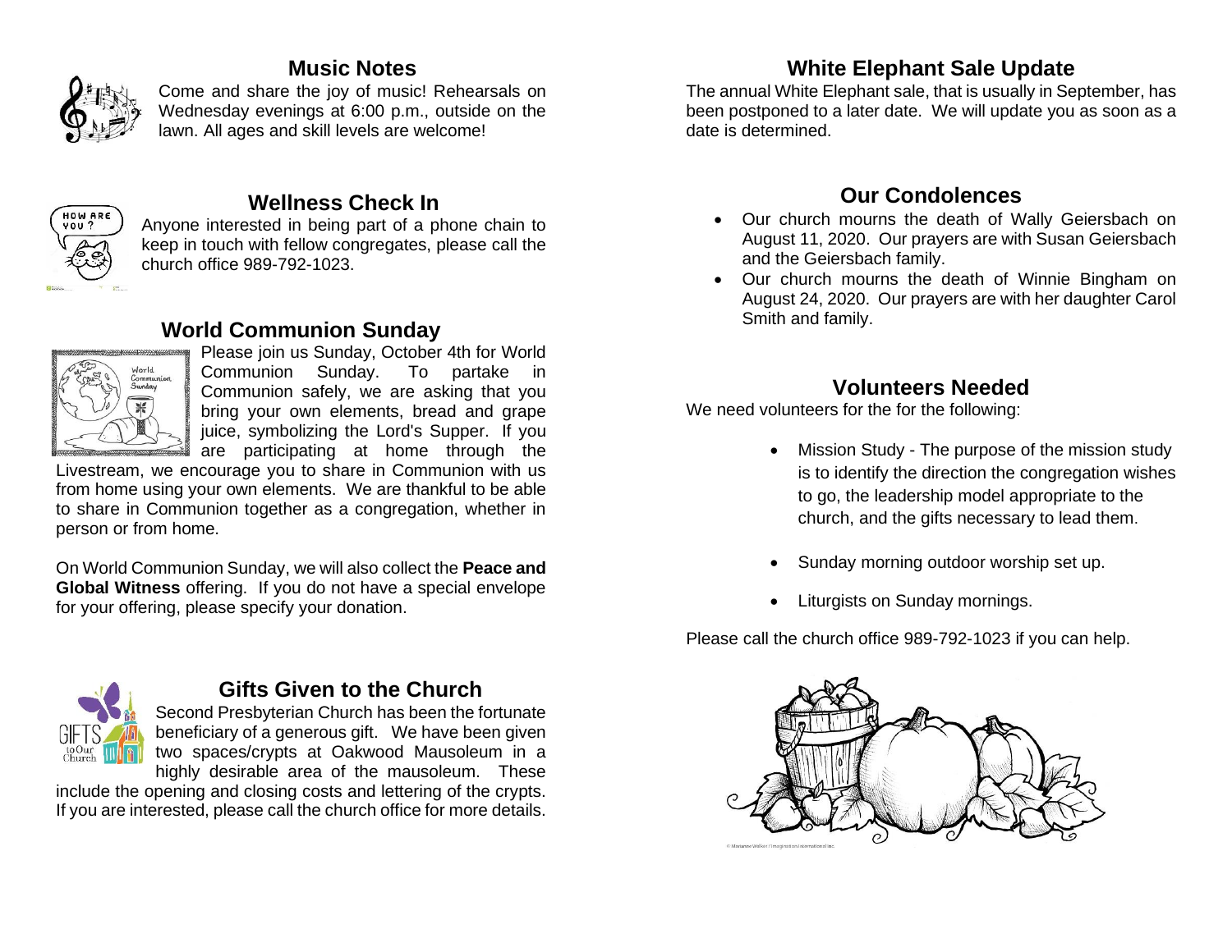## Music Notes

Come and share the joy of music! Rehearsals on Wednesday evenings at 6:00 p.m., outside on the lawn. All ages and skill levels are welcome!

## Wellness Check In

Anyone interested in being part of a phone chain to keep in touch with fellow congregates, please call the church office 989-792-1023.

## World Communion Sunday

Please join us Sunday, October 4th for World Communion Sunday. To partake in Communion safely, we are asking that you bring your own elements, bread and grape juice, symbolizing the Lord's Supper. If you are participating at home through the Livestream, we encourage you to share in Communion with us from home using your own elements. We are thankful to be able to share in Communion together as a congregation, whether in person or from home.

On World Communion Sunday, we will also collect the **Peace and Global Witness** offering. If you do not have a special envelope for your offering, please specify your donation.

## Gifts Given to the Church

Second Presbyterian Church has been the fortunate beneficiary of a generous gift. We have been given two spaces/crypts at Oakwood Mausoleum in a highly desirable area of the mausoleum. These include the opening and closing costs and lettering of the crypts. If you are interested, please call the church office for more details.

## White Elephant Sale Update

The annual White Elephant sale, that is usually in September, has been postponed to a later date. We will update you as soon as a date is determined.

## Our Condolences

- Our church mourns the death of Wally Geiersbach on August 11, 2020. Our prayers are with Susan Geiersbach and the Geiersbach family.
- Our church mourns the death of Winnie Bingham on August 24, 2020. Our prayers are with her daughter Carol Smith and family.

## Volunteers Needed

We need volunteers for the for the following:

- Mission Study - The purpose of the mission study is to identify the direction the congregation wishes to go, the leadership model appropriate to the church, and the gifts necessary to lead them.
- Sunday morning outdoor worship set up.
- Liturgists on Sunday mornings.

Please call the church office 989-792-1023 if you can help.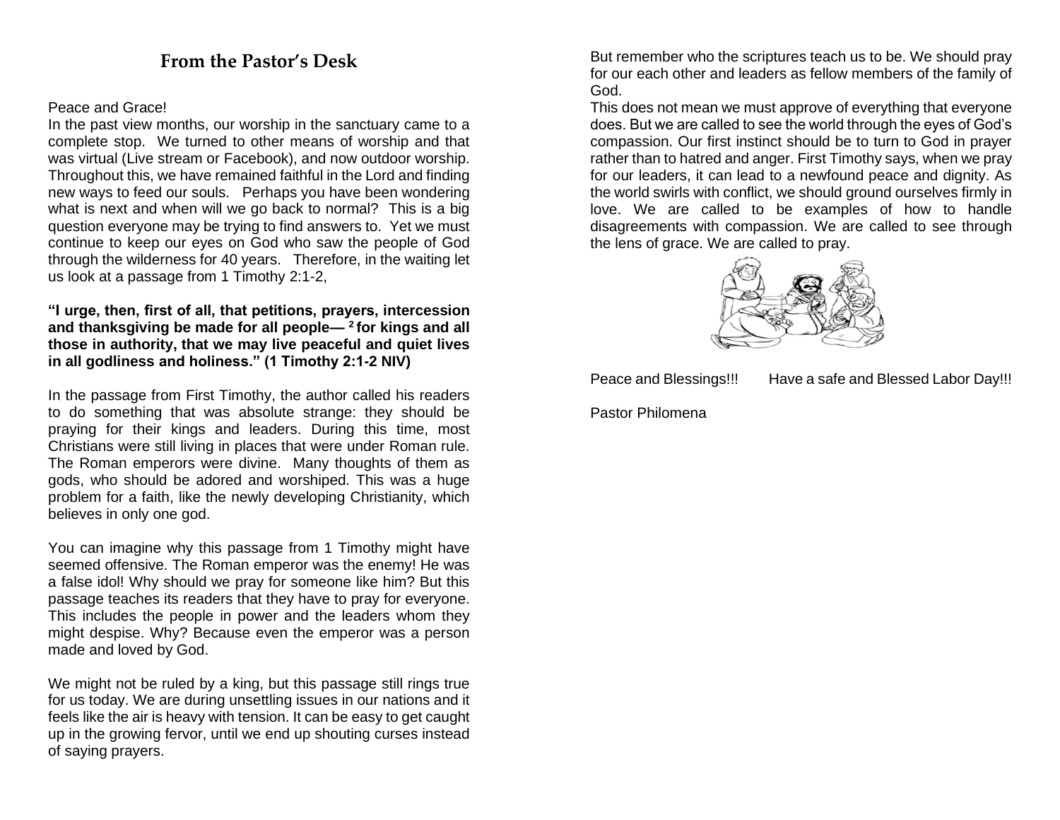## From the Pastor's Desk

Peace and Grace!

In the past view months, our worship in the sanctuary came to a complete stop. We turned to other means of worship and that was virtual (Live stream or Facebook), and now outdoor worship. Throughout this, we have remained faithful in the Lord and finding new ways to feed our souls. Perhaps you have been wondering what is next and when will we go back to normal? This is a big question everyone may be trying to find answers to. Yet we must continue to keep our eyes on God who saw the people of God through the wilderness for 40 years. Therefore, in the waiting let us look at a passage from 1 Timothy 2:1-2,

**"I urge, then, first of all, that petitions, prayers, intercession and thanksgiving be made for all people— [2] for kings and all those in authority, that we may live peaceful and quiet lives in all godliness and holiness." (1 Timothy 2:1-2 NIV)**

In the passage from First Timothy, the author called his readers to do something that was absolute strange: they should be praying for their kings and leaders. During this time, most Christians were still living in places that were under Roman rule. The Roman emperors were divine. Many thoughts of them as gods, who should be adored and worshiped. This was a huge problem for a faith, like the newly developing Christianity, which believes in only one god.

You can imagine why this passage from 1 Timothy might have seemed offensive. The Roman emperor was the enemy! He was a false idol! Why should we pray for someone like him? But this passage teaches its readers that they have to pray for everyone. This includes the people in power and the leaders whom they might despise. Why? Because even the emperor was a person made and loved by God.

We might not be ruled by a king, but this passage still rings true for us today. We are during unsettling issues in our nations and it feels like the air is heavy with tension. It can be easy to get caught up in the growing fervor, until we end up shouting curses instead of saying prayers.

But remember who the scriptures teach us to be. We should pray for our each other and leaders as fellow members of the family of God.

This does not mean we must approve of everything that everyone does. But we are called to see the world through the eyes of God's compassion. Our first instinct should be to turn to God in prayer rather than to hatred and anger. First Timothy says, when we pray for our leaders, it can lead to a newfound peace and dignity. As the world swirls with conflict, we should ground ourselves firmly in love. We are called to be examples of how to handle disagreements with compassion. We are called to see through the lens of grace. We are called to pray.

Peace and Blessings!!! Have a safe and Blessed Labor Day!!!

Pastor Philomena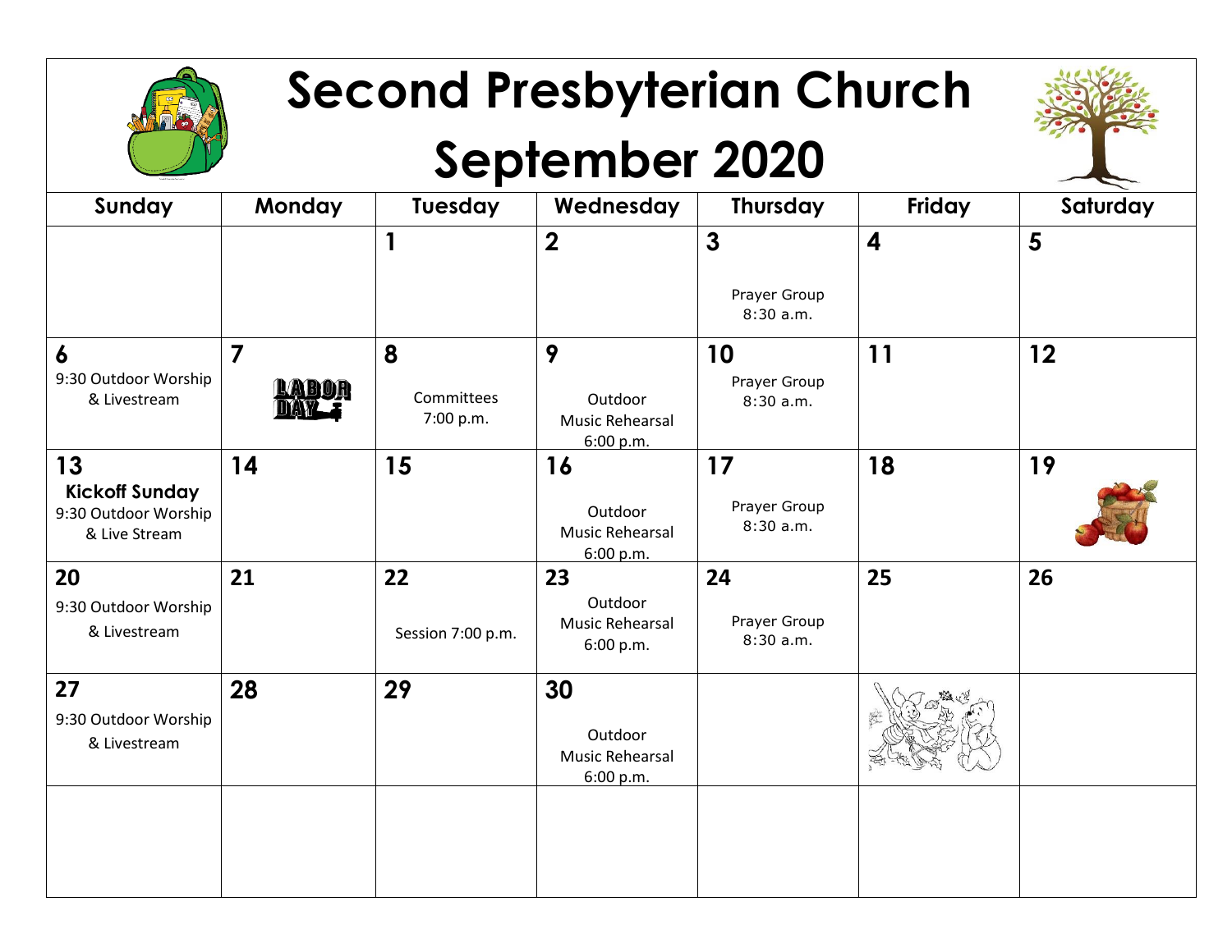# Second Presbyterian Church
# September 2020

| Sunday | Monday | Tuesday | Wednesday | Thursday | Friday | Saturday |
|---|---|---|---|---|---|---|
| | | **1** | **2** | **3** Prayer Group 8:30 a.m. | **4** | **5** |
| **6** 9:30 Outdoor Worship & Livestream | **7** LABOR DAY | **8** Committees 7:00 p.m. | **9** Outdoor Music Rehearsal 6:00 p.m. | **10** Prayer Group 8:30 a.m. | **11** | **12** |
| **13** **Kickoff Sunday** 9:30 Outdoor Worship & Live Stream | **14** | **15** | **16** Outdoor Music Rehearsal 6:00 p.m. | **17** Prayer Group 8:30 a.m. | **18** | **19** |
| **20** 9:30 Outdoor Worship & Livestream | **21** | **22** Session 7:00 p.m. | **23** Outdoor Music Rehearsal 6:00 p.m. | **24** Prayer Group 8:30 a.m. | **25** | **26** |
| **27** 9:30 Outdoor Worship & Livestream | **28** | **29** | **30** Outdoor Music Rehearsal 6:00 p.m. | | | |
| | | | | | | |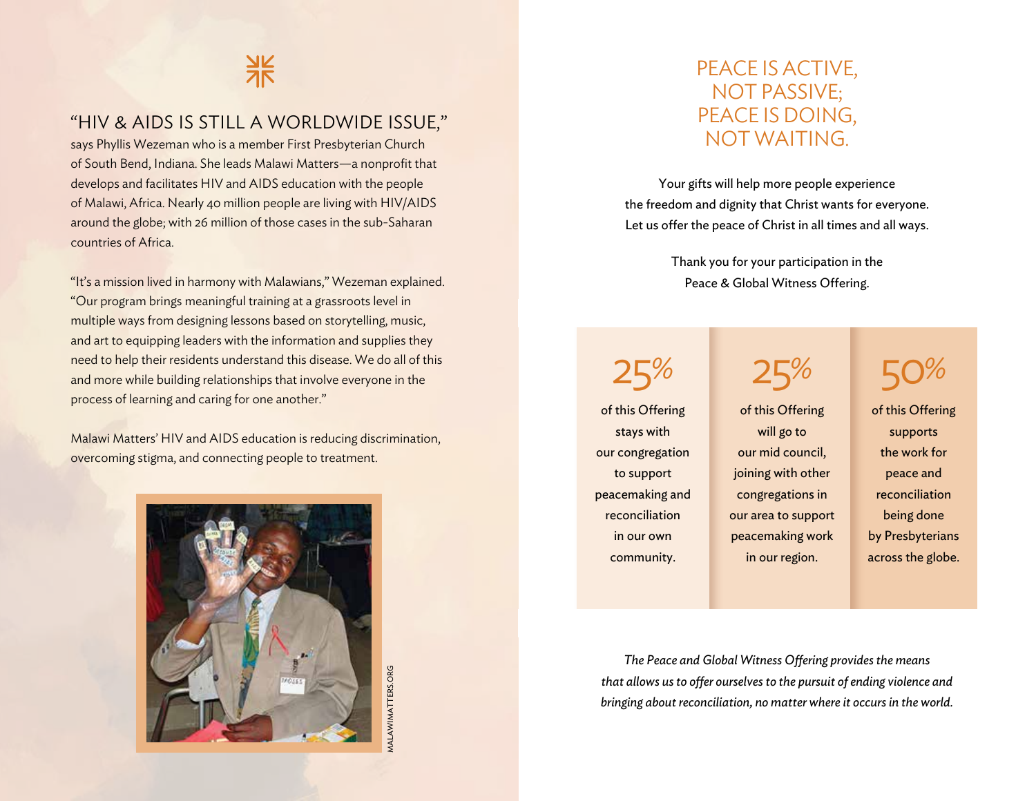## "HIV & AIDS IS STILL A WORLDWIDE ISSUE,"

says Phyllis Wezeman who is a member First Presbyterian Church of South Bend, Indiana. She leads Malawi Matters—a nonprofit that develops and facilitates HIV and AIDS education with the people of Malawi, Africa. Nearly 40 million people are living with HIV/AIDS around the globe; with 26 million of those cases in the sub-Saharan countries of Africa.

"It's a mission lived in harmony with Malawians," Wezeman explained. "Our program brings meaningful training at a grassroots level in multiple ways from designing lessons based on storytelling, music, and art to equipping leaders with the information and supplies they need to help their residents understand this disease. We do all of this and more while building relationships that involve everyone in the process of learning and caring for one another."

Malawi Matters' HIV and AIDS education is reducing discrimination, overcoming stigma, and connecting people to treatment.

MALAWIMATTERS.ORG

## PEACE IS ACTIVE, NOT PASSIVE; PEACE IS DOING, NOT WAITING.

Your gifts will help more people experience the freedom and dignity that Christ wants for everyone. Let us offer the peace of Christ in all times and all ways.

Thank you for your participation in the Peace & Global Witness Offering.

**25%** of this Offering stays with our congregation to support peacemaking and reconciliation in our own community.

**25%** of this Offering will go to our mid council, joining with other congregations in our area to support peacemaking work in our region.

**50%** of this Offering supports the work for peace and reconciliation being done by Presbyterians across the globe.

*The Peace and Global Witness Offering provides the means that allows us to offer ourselves to the pursuit of ending violence and bringing about reconciliation, no matter where it occurs in the world.*